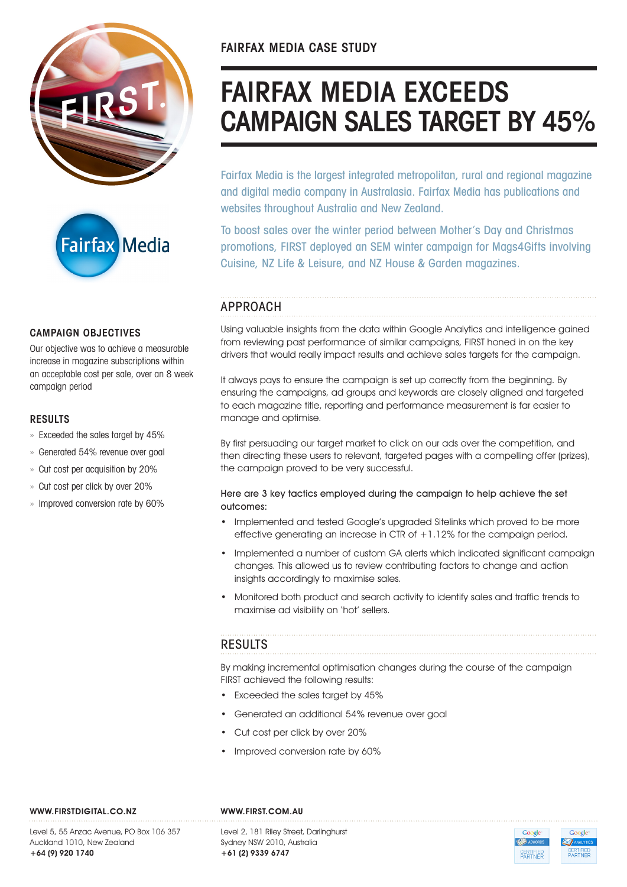FAIRFAX MEDIA CASE STUDY

# FAIRFAX MEDIA EXCEEDS CAMPAIGN SALES TARGET BY 45%

Fairfax Media is the largest integrated metropolitan, rural and regional magazine and digital media company in Australasia. Fairfax Media has publications and websites throughout Australia and New Zealand.

To boost sales over the winter period between Mother's Day and Christmas promotions, FIRST deployed an SEM winter campaign for Mags4Gifts involving Cuisine, NZ Life & Leisure, and NZ House & Garden magazines.

### CAMPAIGN OBJECTIVES

Our objective was to achieve a measurable increase in magazine subscriptions within an acceptable cost per sale, over an 8 week campaign period

### RESULTS

- Exceeded the sales target by 45%
- Generated 54% revenue over goal
- Cut cost per acquisition by 20%
- Cut cost per click by over 20%
- Improved conversion rate by 60%

## APPROACH

Using valuable insights from the data within Google Analytics and intelligence gained from reviewing past performance of similar campaigns, FIRST honed in on the key drivers that would really impact results and achieve sales targets for the campaign.

It always pays to ensure the campaign is set up correctly from the beginning. By ensuring the campaigns, ad groups and keywords are closely aligned and targeted to each magazine title, reporting and performance measurement is far easier to manage and optimise.

By first persuading our target market to click on our ads over the competition, and then directing these users to relevant, targeted pages with a compelling offer (prizes), the campaign proved to be very successful.

Here are 3 key tactics employed during the campaign to help achieve the set outcomes:

- Implemented and tested Google's upgraded Sitelinks which proved to be more effective generating an increase in CTR of +1.12% for the campaign period.
- Implemented a number of custom GA alerts which indicated significant campaign changes. This allowed us to review contributing factors to change and action insights accordingly to maximise sales.
- Monitored both product and search activity to identify sales and traffic trends to maximise ad visibility on 'hot' sellers.

## RESULTS

By making incremental optimisation changes during the course of the campaign FIRST achieved the following results:

- Exceeded the sales target by 45%
- Generated an additional 54% revenue over goal
- Cut cost per click by over 20%
- Improved conversion rate by 60%

**WWW.FIRSTDIGITAL.CO.NZ**

Level 5, 55 Anzac Avenue, PO Box 106 357
Auckland 1010, New Zealand
**+64 (9) 920 1740**

**WWW.FIRST.COM.AU**

Level 2, 181 Riley Street, Darlinghurst
Sydney NSW 2010, Australia
**+61 (2) 9339 6747**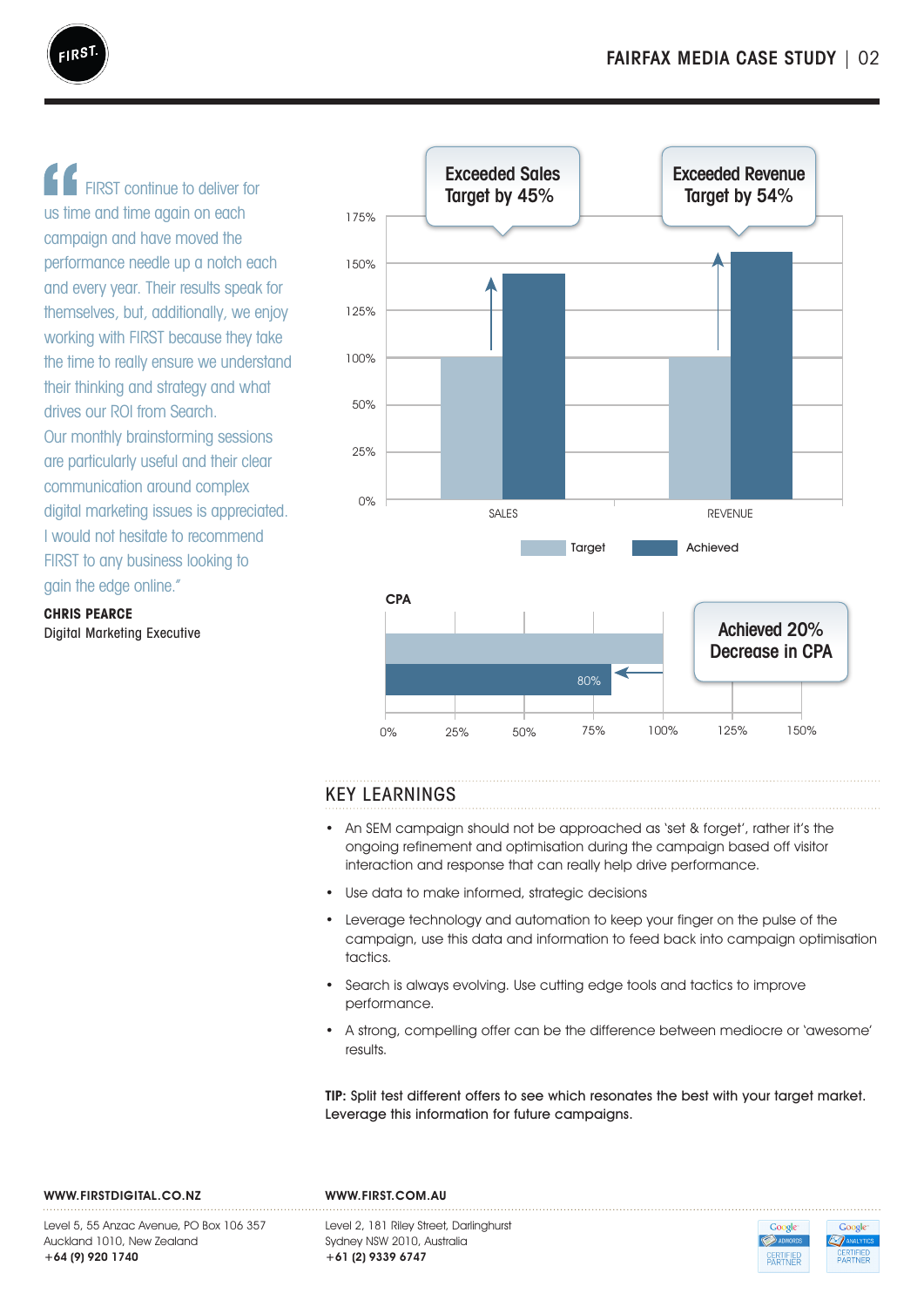"FIRST continue to deliver for us time and time again on each campaign and have moved the performance needle up a notch each and every year. Their results speak for themselves, but, additionally, we enjoy working with FIRST because they take the time to really ensure we understand their thinking and strategy and what drives our ROI from Search. Our monthly brainstorming sessions are particularly useful and their clear communication around complex digital marketing issues is appreciated. I would not hesitate to recommend FIRST to any business looking to gain the edge online."

**CHRIS PEARCE**
Digital Marketing Executive

Exceeded Sales Target by 45%

Exceeded Revenue Target by 54%

175%
150%
125%
100%
50%
25%
0%

SALES
REVENUE

Target
Achieved

CPA

Achieved 20% Decrease in CPA

80%

0%
25%
50%
75%
100%
125%
150%

## KEY LEARNINGS

- An SEM campaign should not be approached as 'set & forget', rather it's the ongoing refinement and optimisation during the campaign based off visitor interaction and response that can really help drive performance.
- Use data to make informed, strategic decisions
- Leverage technology and automation to keep your finger on the pulse of the campaign, use this data and information to feed back into campaign optimisation tactics.
- Search is always evolving. Use cutting edge tools and tactics to improve performance.
- A strong, compelling offer can be the difference between mediocre or 'awesome' results.

**TIP:** Split test different offers to see which resonates the best with your target market. Leverage this information for future campaigns.

**WWW.FIRSTDIGITAL.CO.NZ**

Level 5, 55 Anzac Avenue, PO Box 106 357
Auckland 1010, New Zealand
**+64 (9) 920 1740**

**WWW.FIRST.COM.AU**

Level 2, 181 Riley Street, Darlinghurst
Sydney NSW 2010, Australia
**+61 (2) 9339 6747**

Google AdWords Certified Partner
Google Analytics Certified Partner